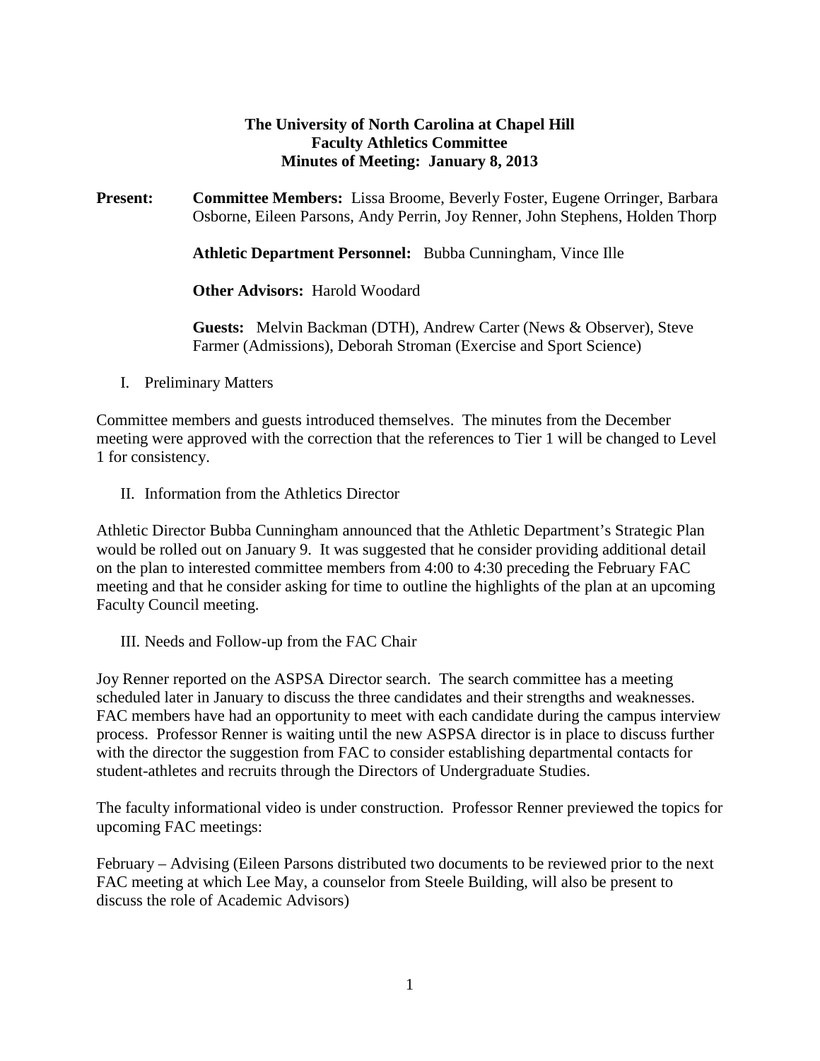**The University of North Carolina at Chapel Hill**
**Faculty Athletics Committee**
**Minutes of Meeting: January 8, 2013**

**Present:** **Committee Members:** Lissa Broome, Beverly Foster, Eugene Orringer, Barbara Osborne, Eileen Parsons, Andy Perrin, Joy Renner, John Stephens, Holden Thorp

**Athletic Department Personnel:** Bubba Cunningham, Vince Ille

**Other Advisors:** Harold Woodard

**Guests:** Melvin Backman (DTH), Andrew Carter (News & Observer), Steve Farmer (Admissions), Deborah Stroman (Exercise and Sport Science)

I. Preliminary Matters

Committee members and guests introduced themselves. The minutes from the December meeting were approved with the correction that the references to Tier 1 will be changed to Level 1 for consistency.

II. Information from the Athletics Director

Athletic Director Bubba Cunningham announced that the Athletic Department's Strategic Plan would be rolled out on January 9. It was suggested that he consider providing additional detail on the plan to interested committee members from 4:00 to 4:30 preceding the February FAC meeting and that he consider asking for time to outline the highlights of the plan at an upcoming Faculty Council meeting.

III. Needs and Follow-up from the FAC Chair

Joy Renner reported on the ASPSA Director search. The search committee has a meeting scheduled later in January to discuss the three candidates and their strengths and weaknesses. FAC members have had an opportunity to meet with each candidate during the campus interview process. Professor Renner is waiting until the new ASPSA director is in place to discuss further with the director the suggestion from FAC to consider establishing departmental contacts for student-athletes and recruits through the Directors of Undergraduate Studies.

The faculty informational video is under construction. Professor Renner previewed the topics for upcoming FAC meetings:

February – Advising (Eileen Parsons distributed two documents to be reviewed prior to the next FAC meeting at which Lee May, a counselor from Steele Building, will also be present to discuss the role of Academic Advisors)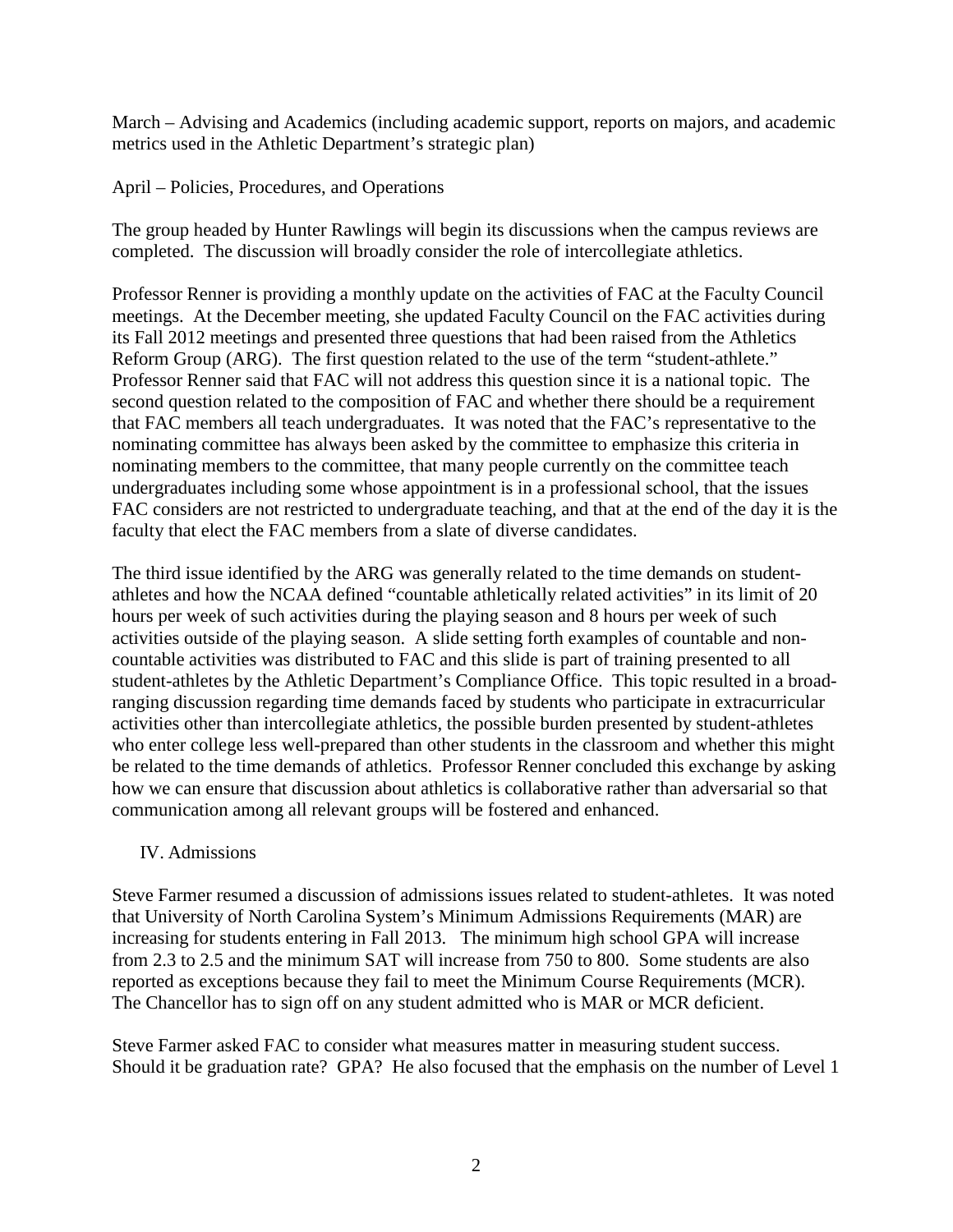March – Advising and Academics (including academic support, reports on majors, and academic metrics used in the Athletic Department's strategic plan)

April – Policies, Procedures, and Operations

The group headed by Hunter Rawlings will begin its discussions when the campus reviews are completed. The discussion will broadly consider the role of intercollegiate athletics.

Professor Renner is providing a monthly update on the activities of FAC at the Faculty Council meetings. At the December meeting, she updated Faculty Council on the FAC activities during its Fall 2012 meetings and presented three questions that had been raised from the Athletics Reform Group (ARG). The first question related to the use of the term "student-athlete." Professor Renner said that FAC will not address this question since it is a national topic. The second question related to the composition of FAC and whether there should be a requirement that FAC members all teach undergraduates. It was noted that the FAC's representative to the nominating committee has always been asked by the committee to emphasize this criteria in nominating members to the committee, that many people currently on the committee teach undergraduates including some whose appointment is in a professional school, that the issues FAC considers are not restricted to undergraduate teaching, and that at the end of the day it is the faculty that elect the FAC members from a slate of diverse candidates.

The third issue identified by the ARG was generally related to the time demands on student-athletes and how the NCAA defined "countable athletically related activities" in its limit of 20 hours per week of such activities during the playing season and 8 hours per week of such activities outside of the playing season. A slide setting forth examples of countable and non-countable activities was distributed to FAC and this slide is part of training presented to all student-athletes by the Athletic Department's Compliance Office. This topic resulted in a broad-ranging discussion regarding time demands faced by students who participate in extracurricular activities other than intercollegiate athletics, the possible burden presented by student-athletes who enter college less well-prepared than other students in the classroom and whether this might be related to the time demands of athletics. Professor Renner concluded this exchange by asking how we can ensure that discussion about athletics is collaborative rather than adversarial so that communication among all relevant groups will be fostered and enhanced.

## IV. Admissions

Steve Farmer resumed a discussion of admissions issues related to student-athletes. It was noted that University of North Carolina System's Minimum Admissions Requirements (MAR) are increasing for students entering in Fall 2013. The minimum high school GPA will increase from 2.3 to 2.5 and the minimum SAT will increase from 750 to 800. Some students are also reported as exceptions because they fail to meet the Minimum Course Requirements (MCR). The Chancellor has to sign off on any student admitted who is MAR or MCR deficient.

Steve Farmer asked FAC to consider what measures matter in measuring student success. Should it be graduation rate? GPA? He also focused that the emphasis on the number of Level 1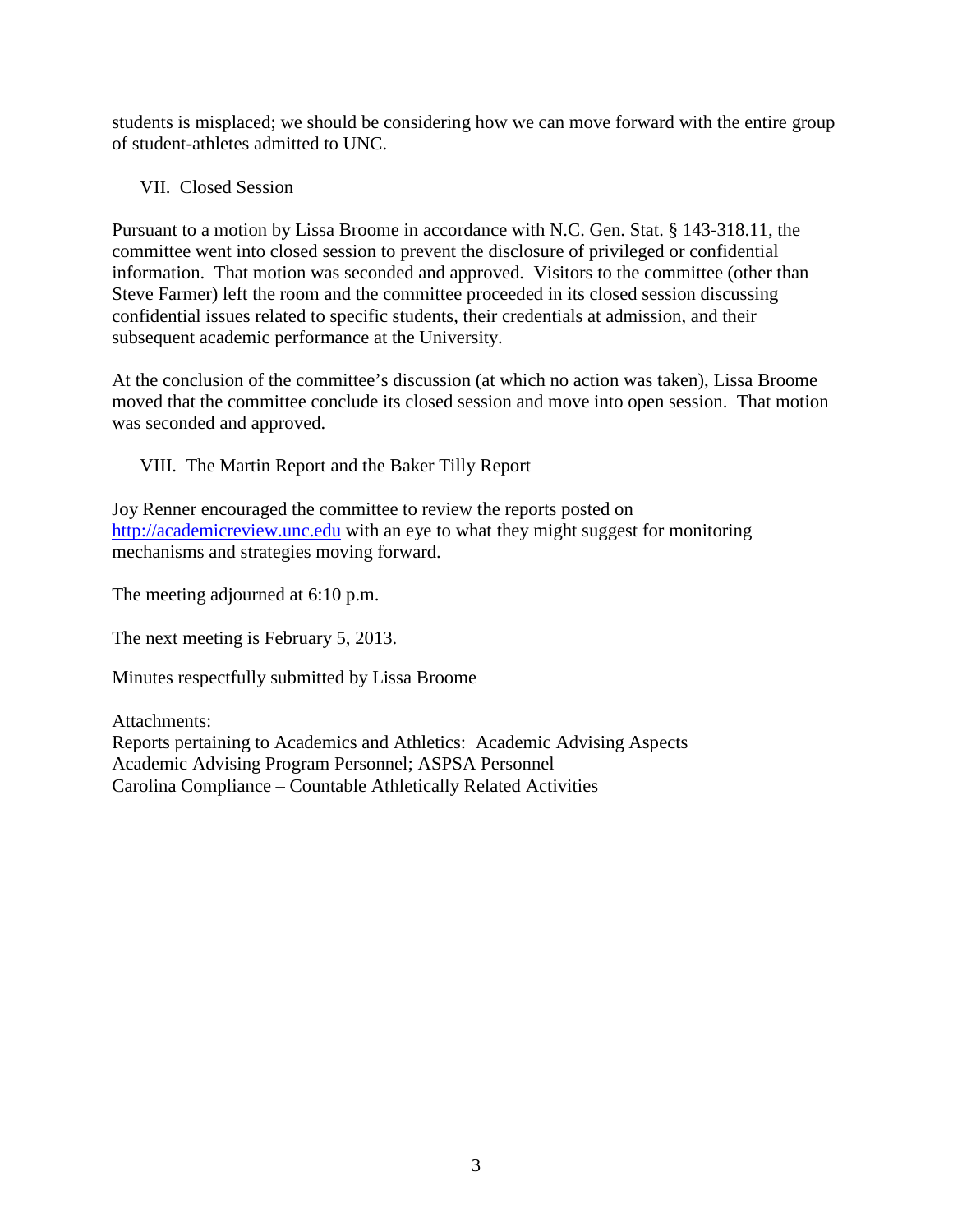students is misplaced; we should be considering how we can move forward with the entire group of student-athletes admitted to UNC.

## VII. Closed Session

Pursuant to a motion by Lissa Broome in accordance with N.C. Gen. Stat. § 143-318.11, the committee went into closed session to prevent the disclosure of privileged or confidential information. That motion was seconded and approved. Visitors to the committee (other than Steve Farmer) left the room and the committee proceeded in its closed session discussing confidential issues related to specific students, their credentials at admission, and their subsequent academic performance at the University.

At the conclusion of the committee's discussion (at which no action was taken), Lissa Broome moved that the committee conclude its closed session and move into open session. That motion was seconded and approved.

## VIII. The Martin Report and the Baker Tilly Report

Joy Renner encouraged the committee to review the reports posted on [http://academicreview.unc.edu](http://academicreview.unc.edu) with an eye to what they might suggest for monitoring mechanisms and strategies moving forward.

The meeting adjourned at 6:10 p.m.

The next meeting is February 5, 2013.

Minutes respectfully submitted by Lissa Broome

Attachments:
Reports pertaining to Academics and Athletics: Academic Advising Aspects
Academic Advising Program Personnel; ASPSA Personnel
Carolina Compliance – Countable Athletically Related Activities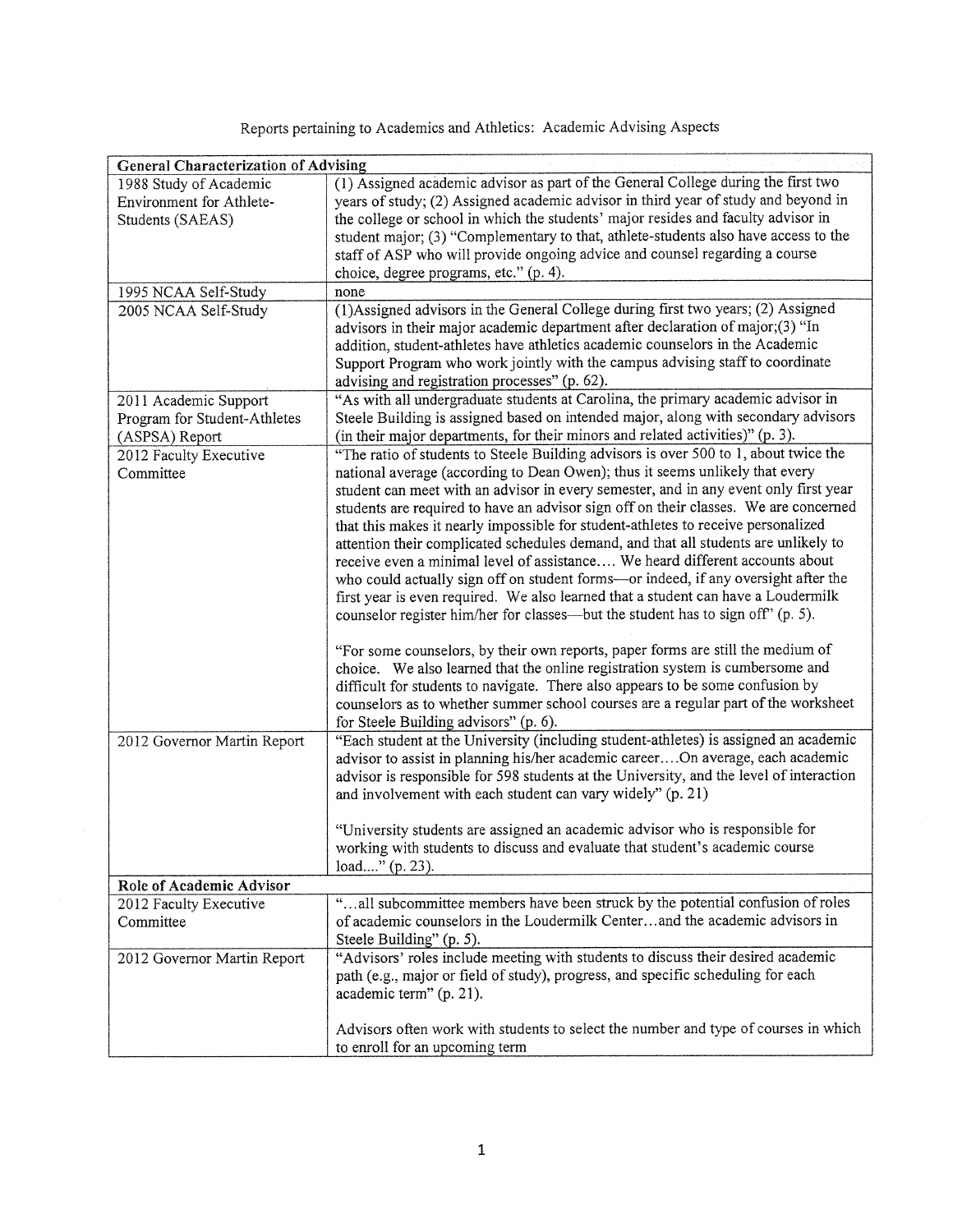Reports pertaining to Academics and Athletics: Academic Advising Aspects

| **General Characterization of Advising** | |
|---|---|
| 1988 Study of Academic Environment for Athlete-Students (SAEAS) | (1) Assigned academic advisor as part of the General College during the first two years of study; (2) Assigned academic advisor in third year of study and beyond in the college or school in which the students' major resides and faculty advisor in student major; (3) "Complementary to that, athlete-students also have access to the staff of ASP who will provide ongoing advice and counsel regarding a course choice, degree programs, etc." (p. 4). |
| 1995 NCAA Self-Study | none |
| 2005 NCAA Self-Study | (1)Assigned advisors in the General College during first two years; (2) Assigned advisors in their major academic department after declaration of major;(3) "In addition, student-athletes have athletics academic counselors in the Academic Support Program who work jointly with the campus advising staff to coordinate advising and registration processes" (p. 62). |
| 2011 Academic Support Program for Student-Athletes (ASPSA) Report | "As with all undergraduate students at Carolina, the primary academic advisor in Steele Building is assigned based on intended major, along with secondary advisors (in their major departments, for their minors and related activities)" (p. 3). |
| 2012 Faculty Executive Committee | "The ratio of students to Steele Building advisors is over 500 to 1, about twice the national average (according to Dean Owen); thus it seems unlikely that every student can meet with an advisor in every semester, and in any event only first year students are required to have an advisor sign off on their classes. We are concerned that this makes it nearly impossible for student-athletes to receive personalized attention their complicated schedules demand, and that all students are unlikely to receive even a minimal level of assistance.... We heard different accounts about who could actually sign off on student forms—or indeed, if any oversight after the first year is even required. We also learned that a student can have a Loudermilk counselor register him/her for classes—but the student has to sign off" (p. 5).<br><br>"For some counselors, by their own reports, paper forms are still the medium of choice. We also learned that the online registration system is cumbersome and difficult for students to navigate. There also appears to be some confusion by counselors as to whether summer school courses are a regular part of the worksheet for Steele Building advisors" (p. 6). |
| 2012 Governor Martin Report | "Each student at the University (including student-athletes) is assigned an academic advisor to assist in planning his/her academic career....On average, each academic advisor is responsible for 598 students at the University, and the level of interaction and involvement with each student can vary widely" (p. 21)<br><br>"University students are assigned an academic advisor who is responsible for working with students to discuss and evaluate that student's academic course load...." (p. 23). |
| **Role of Academic Advisor** | |
| 2012 Faculty Executive Committee | "...all subcommittee members have been struck by the potential confusion of roles of academic counselors in the Loudermilk Center...and the academic advisors in Steele Building" (p. 5). |
| 2012 Governor Martin Report | "Advisors' roles include meeting with students to discuss their desired academic path (e.g., major or field of study), progress, and specific scheduling for each academic term" (p. 21).<br><br>Advisors often work with students to select the number and type of courses in which to enroll for an upcoming term |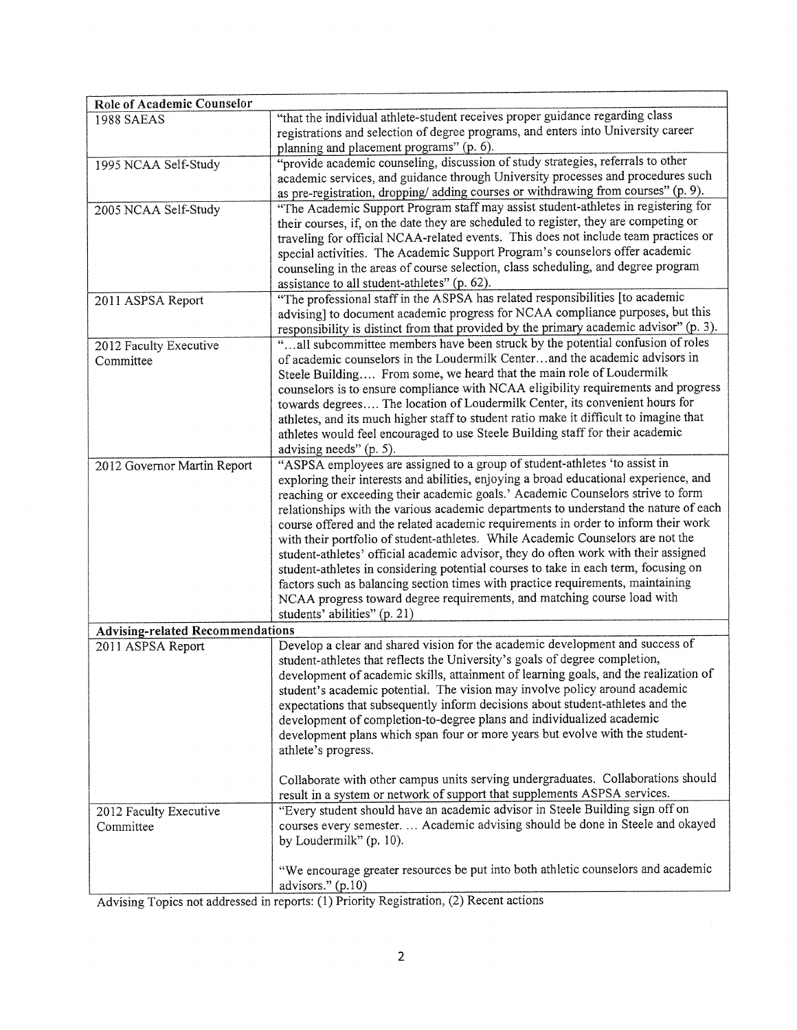| **Role of Academic Counselor** | |
|---|---|
| 1988 SAEAS | "that the individual athlete-student receives proper guidance regarding class registrations and selection of degree programs, and enters into University career planning and placement programs" (p. 6). |
| 1995 NCAA Self-Study | "provide academic counseling, discussion of study strategies, referrals to other academic services, and guidance through University processes and procedures such as pre-registration, dropping/ adding courses or withdrawing from courses" (p. 9). |
| 2005 NCAA Self-Study | "The Academic Support Program staff may assist student-athletes in registering for their courses, if, on the date they are scheduled to register, they are competing or traveling for official NCAA-related events. This does not include team practices or special activities. The Academic Support Program's counselors offer academic counseling in the areas of course selection, class scheduling, and degree program assistance to all student-athletes" (p. 62). |
| 2011 ASPSA Report | "The professional staff in the ASPSA has related responsibilities [to academic advising] to document academic progress for NCAA compliance purposes, but this responsibility is distinct from that provided by the primary academic advisor" (p. 3). |
| 2012 Faculty Executive Committee | "…all subcommittee members have been struck by the potential confusion of roles of academic counselors in the Loudermilk Center…and the academic advisors in Steele Building…. From some, we heard that the main role of Loudermilk counselors is to ensure compliance with NCAA eligibility requirements and progress towards degrees…. The location of Loudermilk Center, its convenient hours for athletes, and its much higher staff to student ratio make it difficult to imagine that athletes would feel encouraged to use Steele Building staff for their academic advising needs" (p. 5). |
| 2012 Governor Martin Report | "ASPSA employees are assigned to a group of student-athletes 'to assist in exploring their interests and abilities, enjoying a broad educational experience, and reaching or exceeding their academic goals.' Academic Counselors strive to form relationships with the various academic departments to understand the nature of each course offered and the related academic requirements in order to inform their work with their portfolio of student-athletes. While Academic Counselors are not the student-athletes' official academic advisor, they do often work with their assigned student-athletes in considering potential courses to take in each term, focusing on factors such as balancing section times with practice requirements, maintaining NCAA progress toward degree requirements, and matching course load with students' abilities" (p. 21) |
| **Advising-related Recommendations** | |
| 2011 ASPSA Report | Develop a clear and shared vision for the academic development and success of student-athletes that reflects the University's goals of degree completion, development of academic skills, attainment of learning goals, and the realization of student's academic potential. The vision may involve policy around academic expectations that subsequently inform decisions about student-athletes and the development of completion-to-degree plans and individualized academic development plans which span four or more years but evolve with the student-athlete's progress.<br><br>Collaborate with other campus units serving undergraduates. Collaborations should result in a system or network of support that supplements ASPSA services. |
| 2012 Faculty Executive Committee | "Every student should have an academic advisor in Steele Building sign off on courses every semester. … Academic advising should be done in Steele and okayed by Loudermilk" (p. 10).<br><br>"We encourage greater resources be put into both athletic counselors and academic advisors." (p.10) |

Advising Topics not addressed in reports: (1) Priority Registration, (2) Recent actions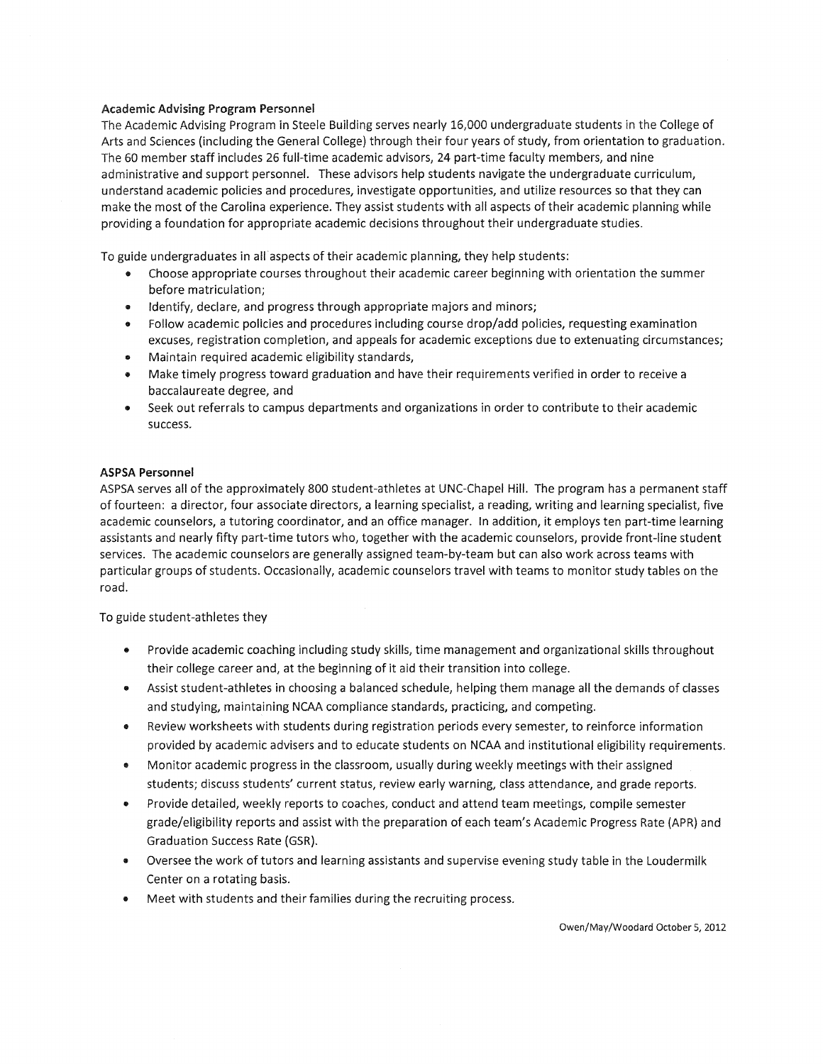**Academic Advising Program Personnel**

The Academic Advising Program in Steele Building serves nearly 16,000 undergraduate students in the College of Arts and Sciences (including the General College) through their four years of study, from orientation to graduation. The 60 member staff includes 26 full-time academic advisors, 24 part-time faculty members, and nine administrative and support personnel. These advisors help students navigate the undergraduate curriculum, understand academic policies and procedures, investigate opportunities, and utilize resources so that they can make the most of the Carolina experience. They assist students with all aspects of their academic planning while providing a foundation for appropriate academic decisions throughout their undergraduate studies.

To guide undergraduates in all aspects of their academic planning, they help students:

- Choose appropriate courses throughout their academic career beginning with orientation the summer before matriculation;
- Identify, declare, and progress through appropriate majors and minors;
- Follow academic policies and procedures including course drop/add policies, requesting examination excuses, registration completion, and appeals for academic exceptions due to extenuating circumstances;
- Maintain required academic eligibility standards,
- Make timely progress toward graduation and have their requirements verified in order to receive a baccalaureate degree, and
- Seek out referrals to campus departments and organizations in order to contribute to their academic success.

**ASPSA Personnel**

ASPSA serves all of the approximately 800 student-athletes at UNC-Chapel Hill. The program has a permanent staff of fourteen: a director, four associate directors, a learning specialist, a reading, writing and learning specialist, five academic counselors, a tutoring coordinator, and an office manager. In addition, it employs ten part-time learning assistants and nearly fifty part-time tutors who, together with the academic counselors, provide front-line student services. The academic counselors are generally assigned team-by-team but can also work across teams with particular groups of students. Occasionally, academic counselors travel with teams to monitor study tables on the road.

To guide student-athletes they

- Provide academic coaching including study skills, time management and organizational skills throughout their college career and, at the beginning of it aid their transition into college.
- Assist student-athletes in choosing a balanced schedule, helping them manage all the demands of classes and studying, maintaining NCAA compliance standards, practicing, and competing.
- Review worksheets with students during registration periods every semester, to reinforce information provided by academic advisers and to educate students on NCAA and institutional eligibility requirements.
- Monitor academic progress in the classroom, usually during weekly meetings with their assigned students; discuss students' current status, review early warning, class attendance, and grade reports.
- Provide detailed, weekly reports to coaches, conduct and attend team meetings, compile semester grade/eligibility reports and assist with the preparation of each team's Academic Progress Rate (APR) and Graduation Success Rate (GSR).
- Oversee the work of tutors and learning assistants and supervise evening study table in the Loudermilk Center on a rotating basis.
- Meet with students and their families during the recruiting process.

Owen/May/Woodard October 5, 2012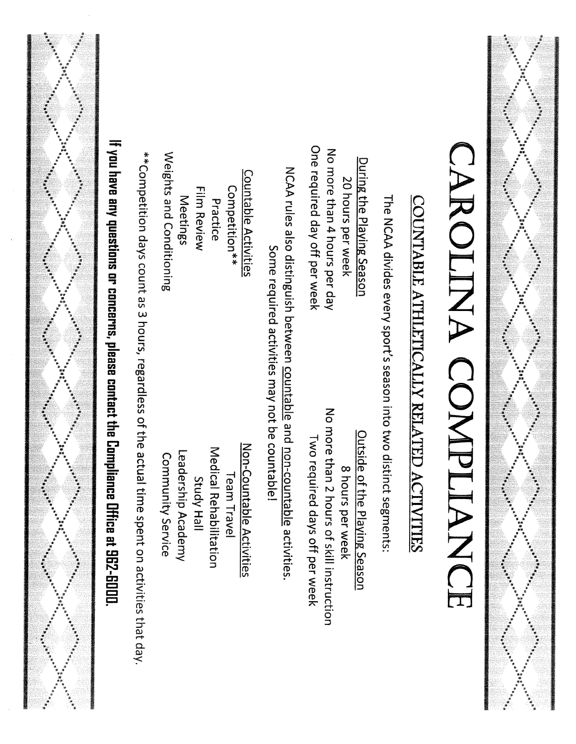# CAROLINA COMPLIANCE

## COUNTABLE ATHLETICALLY RELATED ACTIVITIES

The NCAA divides every sport's season into two distinct segments:

| During the Playing Season | Outside of the Playing Season |
|---|---|
| 20 hours per week | 8 hours per week |
| No more than 4 hours per day | No more than 2 hours of skill instruction |
| One required day off per week | Two required days off per week |

NCAA rules also distinguish between countable and non-countable activities.
Some required activities may not be countable!

| Countable Activities | Non-Countable Activities |
|---|---|
| Competition** | Team Travel |
| Practice | Medical Rehabilitation |
| Film Review | Study Hall |
| Meetings | Leadership Academy |
| Weights and Conditioning | Community Service |

**Competition days count as 3 hours, regardless of the actual time spent on activities that day.

**If you have any questions or concerns, please contact the Compliance Office at 962-6000.**